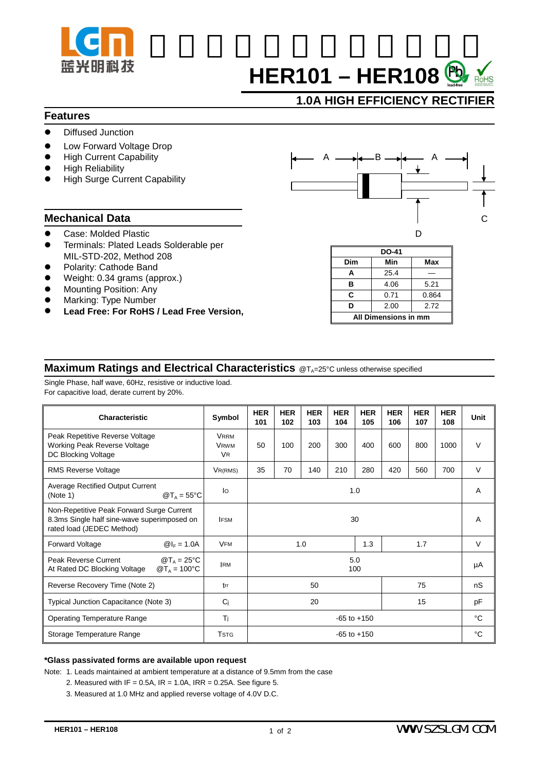# HER101 – HER108

## 1.0A HIGH EFFICIENCY RECTIFIER

### Features

- Diffused Junction
- Low Forward Voltage Drop
- High Current Capability
- High Reliability
- High Surge Current Capability

### Mechanical Data

- Case: Molded Plastic
- Terminals: Plated Leads Solderable per MIL-STD-202, Method 208
- Polarity: Cathode Band
- Weight: 0.34 grams (approx.)
- Mounting Position: Any
- Marking: Type Number
- **Lead Free: For RoHS / Lead Free Version,**

| DO-41 | | |
|---|---|---|
| **Dim** | **Min** | **Max** |
| **A** | 25.4 | — |
| **B** | 4.06 | 5.21 |
| **C** | 0.71 | 0.864 |
| **D** | 2.00 | 2.72 |
| **All Dimensions in mm** | | |

### Maximum Ratings and Electrical Characteristics @$T_A$=25°C unless otherwise specified

Single Phase, half wave, 60Hz, resistive or inductive load.
For capacitive load, derate current by 20%.

| Characteristic | Symbol | HER 101 | HER 102 | HER 103 | HER 104 | HER 105 | HER 106 | HER 107 | HER 108 | Unit |
|---|---|---|---|---|---|---|---|---|---|---|
| Peak Repetitive Reverse Voltage<br>Working Peak Reverse Voltage<br>DC Blocking Voltage | $V_{RRM}$<br>$V_{RWM}$<br>$V_R$ | 50 | 100 | 200 | 300 | 400 | 600 | 800 | 1000 | V |
| RMS Reverse Voltage | $V_{R(RMS)}$ | 35 | 70 | 140 | 210 | 280 | 420 | 560 | 700 | V |
| Average Rectified Output Current (Note 1) @$T_A$ = 55°C | $I_O$ | 1.0 | | | | | | | | A |
| Non-Repetitive Peak Forward Surge Current 8.3ms Single half sine-wave superimposed on rated load (JEDEC Method) | $I_{FSM}$ | 30 | | | | | | | | A |
| Forward Voltage @$I_F$ = 1.0A | $V_{FM}$ | 1.0 | | | | 1.3 | 1.7 | | | V |
| Peak Reverse Current @$T_A$ = 25°C<br>At Rated DC Blocking Voltage @$T_A$ = 100°C | $I_{RM}$ | 5.0<br>100 | | | | | | | | µA |
| Reverse Recovery Time (Note 2) | $t_{rr}$ | 50 | | | | | 75 | | | nS |
| Typical Junction Capacitance (Note 3) | $C_j$ | 20 | | | | | 15 | | | pF |
| Operating Temperature Range | $T_j$ | -65 to +150 | | | | | | | | °C |
| Storage Temperature Range | $T_{STG}$ | -65 to +150 | | | | | | | | °C |

**\*Glass passivated forms are available upon request**

Note: 1. Leads maintained at ambient temperature at a distance of 9.5mm from the case
2. Measured with IF = 0.5A, IR = 1.0A, IRR = 0.25A. See figure 5.
3. Measured at 1.0 MHz and applied reverse voltage of 4.0V D.C.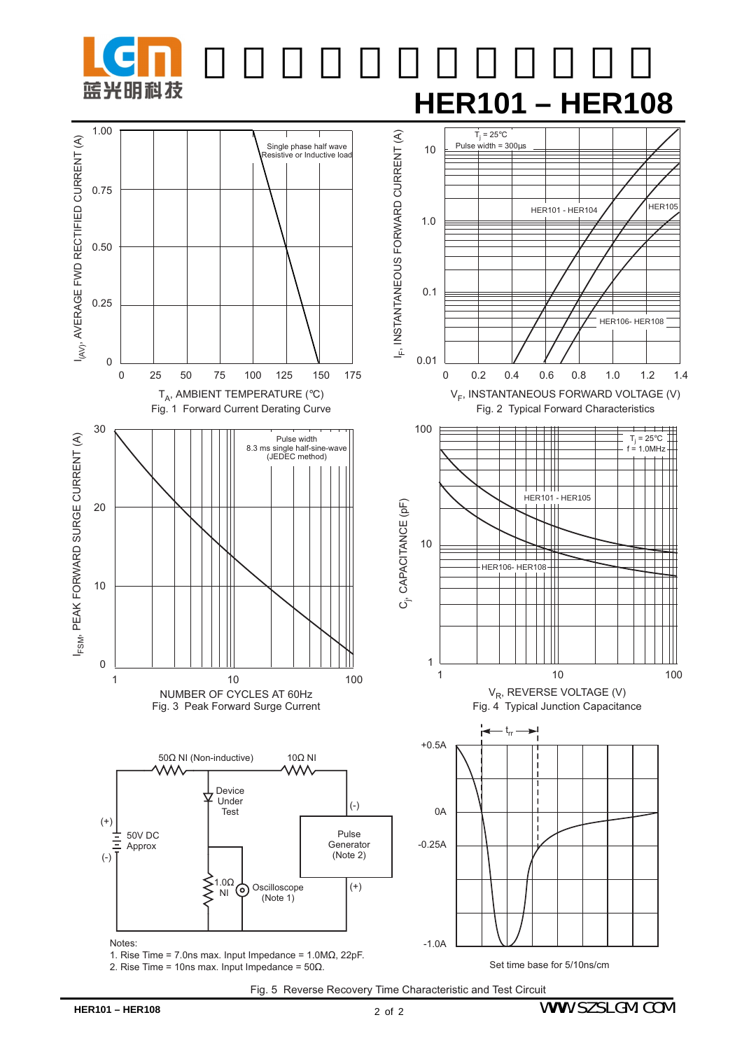# HER101 – HER108

1.00
0.75
0.50
0.25
0
0 25 50 75 100 125 150 175

Single phase half wave
Resistive or Inductive load

$I_{(AV)}$, AVERAGE FWD RECTIFIED CURRENT (A)

$T_A$, AMBIENT TEMPERATURE (°C)

Fig. 1 Forward Current Derating Curve

$T_j$ = 25°C
Pulse width = 300µs

10
1.0
0.1
0.01
0 0.2 0.4 0.6 0.8 1.0 1.2 1.4

HER101 - HER104
HER105
HER106- HER108

$I_F$, INSTANTANEOUS FORWARD CURRENT (A)

$V_F$, INSTANTANEOUS FORWARD VOLTAGE (V)

Fig. 2 Typical Forward Characteristics

30
20
10
0
1 10 100

Pulse width
8.3 ms single half-sine-wave
(JEDEC method)

$I_{FSM}$, PEAK FORWARD SURGE CURRENT (A)

NUMBER OF CYCLES AT 60Hz

Fig. 3 Peak Forward Surge Current

100
10
1
1 10 100

$T_j$ = 25°C
f = 1.0MHz

HER101 - HER105
HER106- HER108

$C_j$, CAPACITANCE (pF)

$V_R$, REVERSE VOLTAGE (V)

Fig. 4 Typical Junction Capacitance

50Ω NI (Non-inductive)
10Ω NI
Device Under Test
(+)
50V DC Approx
(-)
(-)
Pulse Generator (Note 2)
(+)
1.0Ω NI
Oscilloscope (Note 1)

Notes:
1. Rise Time = 7.0ns max. Input Impedance = 1.0MΩ, 22pF.
2. Rise Time = 10ns max. Input Impedance = 50Ω.

$t_{rr}$
+0.5A
0A
-0.25A
-1.0A

Set time base for 5/10ns/cm

Fig. 5 Reverse Recovery Time Characteristic and Test Circuit